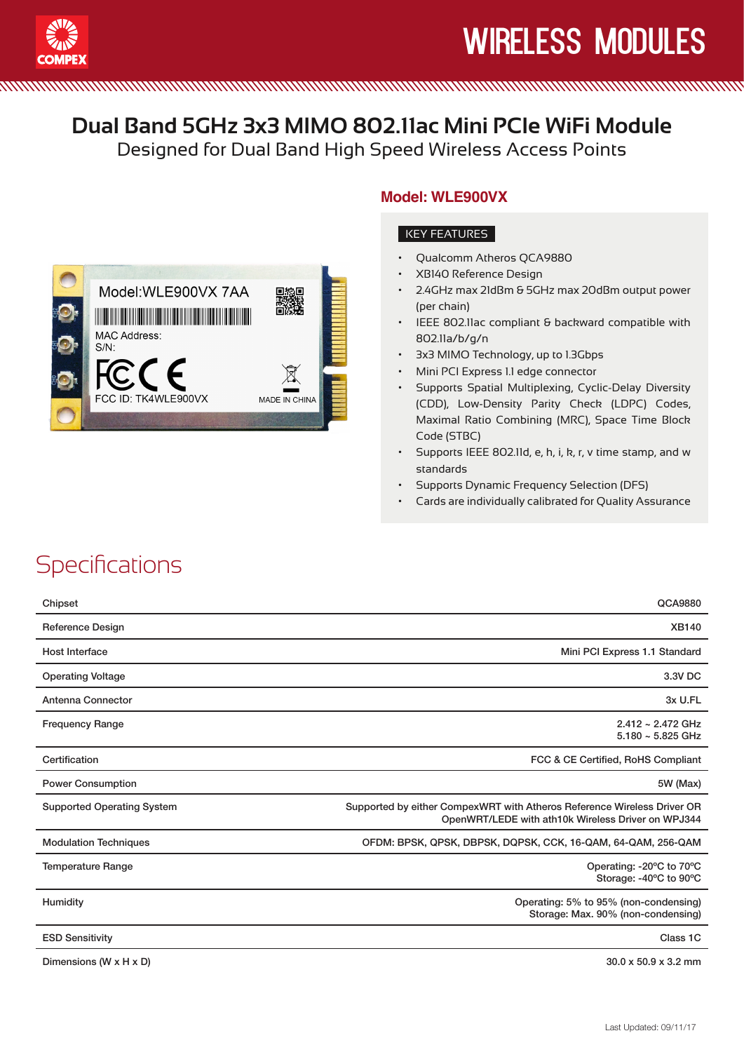# WIRELESS MODULES

## Dual Band 5GHz 3x3 MIMO 802.11ac Mini PCIe WiFi Module

Designed for Dual Band High Speed Wireless Access Points

### Model: WLE900VX

**KEY FEATURES**

- Qualcomm Atheros QCA9880
- XB140 Reference Design
- 2.4GHz max 21dBm & 5GHz max 20dBm output power (per chain)
- IEEE 802.11ac compliant & backward compatible with 802.11a/b/g/n
- 3x3 MIMO Technology, up to 1.3Gbps
- Mini PCI Express 1.1 edge connector
- Supports Spatial Multiplexing, Cyclic-Delay Diversity (CDD), Low-Density Parity Check (LDPC) Codes, Maximal Ratio Combining (MRC), Space Time Block Code (STBC)
- Supports IEEE 802.11d, e, h, i, k, r, v time stamp, and w standards
- Supports Dynamic Frequency Selection (DFS)
- Cards are individually calibrated for Quality Assurance

## Specifications

| | |
|---|---|
| Chipset | QCA9880 |
| Reference Design | XB140 |
| Host Interface | Mini PCI Express 1.1 Standard |
| Operating Voltage | 3.3V DC |
| Antenna Connector | 3x U.FL |
| Frequency Range | 2.412 ~ 2.472 GHz<br>5.180 ~ 5.825 GHz |
| Certification | FCC & CE Certified, RoHS Compliant |
| Power Consumption | 5W (Max) |
| Supported Operating System | Supported by either CompexWRT with Atheros Reference Wireless Driver OR OpenWRT/LEDE with ath10k Wireless Driver on WPJ344 |
| Modulation Techniques | OFDM: BPSK, QPSK, DBPSK, DQPSK, CCK, 16-QAM, 64-QAM, 256-QAM |
| Temperature Range | Operating: -20ºC to 70ºC<br>Storage: -40ºC to 90ºC |
| Humidity | Operating: 5% to 95% (non-condensing)<br>Storage: Max. 90% (non-condensing) |
| ESD Sensitivity | Class 1C |
| Dimensions (W x H x D) | 30.0 x 50.9 x 3.2 mm |

Last Updated: 09/11/17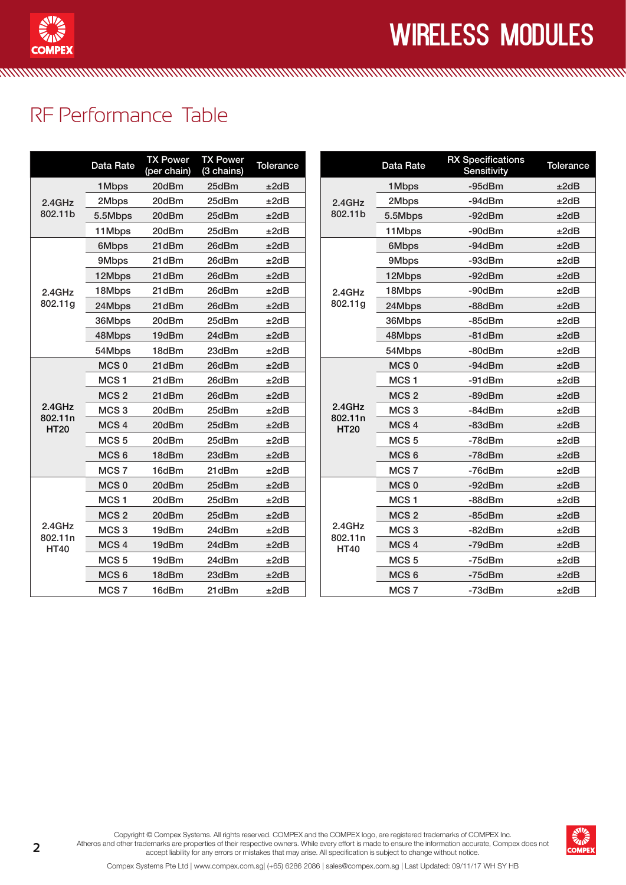## RF Performance Table

| | Data Rate | TX Power (per chain) | TX Power (3 chains) | Tolerance |
|---|---|---|---|---|
| 2.4GHz 802.11b | 1Mbps | 20dBm | 25dBm | ±2dB |
| | 2Mbps | 20dBm | 25dBm | ±2dB |
| | 5.5Mbps | 20dBm | 25dBm | ±2dB |
| | 11Mbps | 20dBm | 25dBm | ±2dB |
| 2.4GHz 802.11g | 6Mbps | 21dBm | 26dBm | ±2dB |
| | 9Mbps | 21dBm | 26dBm | ±2dB |
| | 12Mbps | 21dBm | 26dBm | ±2dB |
| | 18Mbps | 21dBm | 26dBm | ±2dB |
| | 24Mbps | 21dBm | 26dBm | ±2dB |
| | 36Mbps | 20dBm | 25dBm | ±2dB |
| | 48Mbps | 19dBm | 24dBm | ±2dB |
| | 54Mbps | 18dBm | 23dBm | ±2dB |
| 2.4GHz 802.11n HT20 | MCS 0 | 21dBm | 26dBm | ±2dB |
| | MCS 1 | 21dBm | 26dBm | ±2dB |
| | MCS 2 | 21dBm | 26dBm | ±2dB |
| | MCS 3 | 20dBm | 25dBm | ±2dB |
| | MCS 4 | 20dBm | 25dBm | ±2dB |
| | MCS 5 | 20dBm | 25dBm | ±2dB |
| | MCS 6 | 18dBm | 23dBm | ±2dB |
| | MCS 7 | 16dBm | 21dBm | ±2dB |
| 2.4GHz 802.11n HT40 | MCS 0 | 20dBm | 25dBm | ±2dB |
| | MCS 1 | 20dBm | 25dBm | ±2dB |
| | MCS 2 | 20dBm | 25dBm | ±2dB |
| | MCS 3 | 19dBm | 24dBm | ±2dB |
| | MCS 4 | 19dBm | 24dBm | ±2dB |
| | MCS 5 | 19dBm | 24dBm | ±2dB |
| | MCS 6 | 18dBm | 23dBm | ±2dB |
| | MCS 7 | 16dBm | 21dBm | ±2dB |

| | Data Rate | RX Specifications Sensitivity | Tolerance |
|---|---|---|---|
| 2.4GHz 802.11b | 1Mbps | -95dBm | ±2dB |
| | 2Mbps | -94dBm | ±2dB |
| | 5.5Mbps | -92dBm | ±2dB |
| | 11Mbps | -90dBm | ±2dB |
| 2.4GHz 802.11g | 6Mbps | -94dBm | ±2dB |
| | 9Mbps | -93dBm | ±2dB |
| | 12Mbps | -92dBm | ±2dB |
| | 18Mbps | -90dBm | ±2dB |
| | 24Mbps | -88dBm | ±2dB |
| | 36Mbps | -85dBm | ±2dB |
| | 48Mbps | -81dBm | ±2dB |
| | 54Mbps | -80dBm | ±2dB |
| 2.4GHz 802.11n HT20 | MCS 0 | -94dBm | ±2dB |
| | MCS 1 | -91dBm | ±2dB |
| | MCS 2 | -89dBm | ±2dB |
| | MCS 3 | -84dBm | ±2dB |
| | MCS 4 | -83dBm | ±2dB |
| | MCS 5 | -78dBm | ±2dB |
| | MCS 6 | -78dBm | ±2dB |
| | MCS 7 | -76dBm | ±2dB |
| 2.4GHz 802.11n HT40 | MCS 0 | -92dBm | ±2dB |
| | MCS 1 | -88dBm | ±2dB |
| | MCS 2 | -85dBm | ±2dB |
| | MCS 3 | -82dBm | ±2dB |
| | MCS 4 | -79dBm | ±2dB |
| | MCS 5 | -75dBm | ±2dB |
| | MCS 6 | -75dBm | ±2dB |
| | MCS 7 | -73dBm | ±2dB |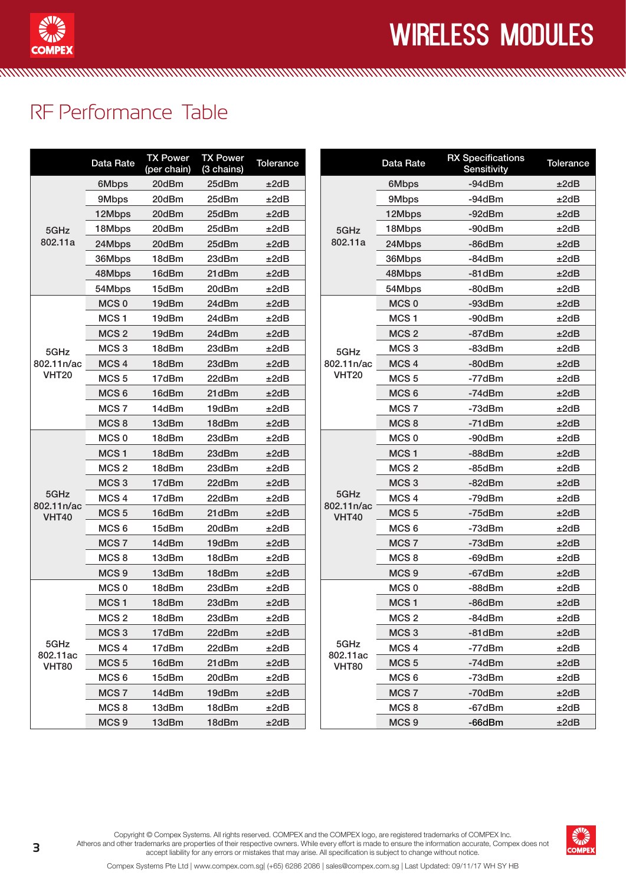# RF Performance Table

| | Data Rate | TX Power (per chain) | TX Power (3 chains) | Tolerance |
|---|---|---|---|---|
| 5GHz 802.11a | 6Mbps | 20dBm | 25dBm | ±2dB |
| | 9Mbps | 20dBm | 25dBm | ±2dB |
| | 12Mbps | 20dBm | 25dBm | ±2dB |
| | 18Mbps | 20dBm | 25dBm | ±2dB |
| | 24Mbps | 20dBm | 25dBm | ±2dB |
| | 36Mbps | 18dBm | 23dBm | ±2dB |
| | 48Mbps | 16dBm | 21dBm | ±2dB |
| | 54Mbps | 15dBm | 20dBm | ±2dB |
| 5GHz 802.11n/ac VHT20 | MCS 0 | 19dBm | 24dBm | ±2dB |
| | MCS 1 | 19dBm | 24dBm | ±2dB |
| | MCS 2 | 19dBm | 24dBm | ±2dB |
| | MCS 3 | 18dBm | 23dBm | ±2dB |
| | MCS 4 | 18dBm | 23dBm | ±2dB |
| | MCS 5 | 17dBm | 22dBm | ±2dB |
| | MCS 6 | 16dBm | 21dBm | ±2dB |
| | MCS 7 | 14dBm | 19dBm | ±2dB |
| | MCS 8 | 13dBm | 18dBm | ±2dB |
| 5GHz 802.11n/ac VHT40 | MCS 0 | 18dBm | 23dBm | ±2dB |
| | MCS 1 | 18dBm | 23dBm | ±2dB |
| | MCS 2 | 18dBm | 23dBm | ±2dB |
| | MCS 3 | 17dBm | 22dBm | ±2dB |
| | MCS 4 | 17dBm | 22dBm | ±2dB |
| | MCS 5 | 16dBm | 21dBm | ±2dB |
| | MCS 6 | 15dBm | 20dBm | ±2dB |
| | MCS 7 | 14dBm | 19dBm | ±2dB |
| | MCS 8 | 13dBm | 18dBm | ±2dB |
| | MCS 9 | 13dBm | 18dBm | ±2dB |
| 5GHz 802.11ac VHT80 | MCS 0 | 18dBm | 23dBm | ±2dB |
| | MCS 1 | 18dBm | 23dBm | ±2dB |
| | MCS 2 | 18dBm | 23dBm | ±2dB |
| | MCS 3 | 17dBm | 22dBm | ±2dB |
| | MCS 4 | 17dBm | 22dBm | ±2dB |
| | MCS 5 | 16dBm | 21dBm | ±2dB |
| | MCS 6 | 15dBm | 20dBm | ±2dB |
| | MCS 7 | 14dBm | 19dBm | ±2dB |
| | MCS 8 | 13dBm | 18dBm | ±2dB |
| | MCS 9 | 13dBm | 18dBm | ±2dB |

| | Data Rate | RX Specifications Sensitivity | Tolerance |
|---|---|---|---|
| 5GHz 802.11a | 6Mbps | -94dBm | ±2dB |
| | 9Mbps | -94dBm | ±2dB |
| | 12Mbps | -92dBm | ±2dB |
| | 18Mbps | -90dBm | ±2dB |
| | 24Mbps | -86dBm | ±2dB |
| | 36Mbps | -84dBm | ±2dB |
| | 48Mbps | -81dBm | ±2dB |
| | 54Mbps | -80dBm | ±2dB |
| 5GHz 802.11n/ac VHT20 | MCS 0 | -93dBm | ±2dB |
| | MCS 1 | -90dBm | ±2dB |
| | MCS 2 | -87dBm | ±2dB |
| | MCS 3 | -83dBm | ±2dB |
| | MCS 4 | -80dBm | ±2dB |
| | MCS 5 | -77dBm | ±2dB |
| | MCS 6 | -74dBm | ±2dB |
| | MCS 7 | -73dBm | ±2dB |
| | MCS 8 | -71dBm | ±2dB |
| 5GHz 802.11n/ac VHT40 | MCS 0 | -90dBm | ±2dB |
| | MCS 1 | -88dBm | ±2dB |
| | MCS 2 | -85dBm | ±2dB |
| | MCS 3 | -82dBm | ±2dB |
| | MCS 4 | -79dBm | ±2dB |
| | MCS 5 | -75dBm | ±2dB |
| | MCS 6 | -73dBm | ±2dB |
| | MCS 7 | -73dBm | ±2dB |
| | MCS 8 | -69dBm | ±2dB |
| | MCS 9 | -67dBm | ±2dB |
| 5GHz 802.11ac VHT80 | MCS 0 | -88dBm | ±2dB |
| | MCS 1 | -86dBm | ±2dB |
| | MCS 2 | -84dBm | ±2dB |
| | MCS 3 | -81dBm | ±2dB |
| | MCS 4 | -77dBm | ±2dB |
| | MCS 5 | -74dBm | ±2dB |
| | MCS 6 | -73dBm | ±2dB |
| | MCS 7 | -70dBm | ±2dB |
| | MCS 8 | -67dBm | ±2dB |
| | MCS 9 | -66dBm | ±2dB |

Copyright © Compex Systems. All rights reserved. COMPEX and the COMPEX logo, are registered trademarks of COMPEX Inc. Atheros and other trademarks are properties of their respective owners. While every effort is made to ensure the information accurate, Compex does not accept liability for any errors or mistakes that may arise. All specification is subject to change without notice.

Compex Systems Pte Ltd | www.compex.com.sg| (+65) 6286 2086 | sales@compex.com.sg | Last Updated: 09/11/17 WH SY HB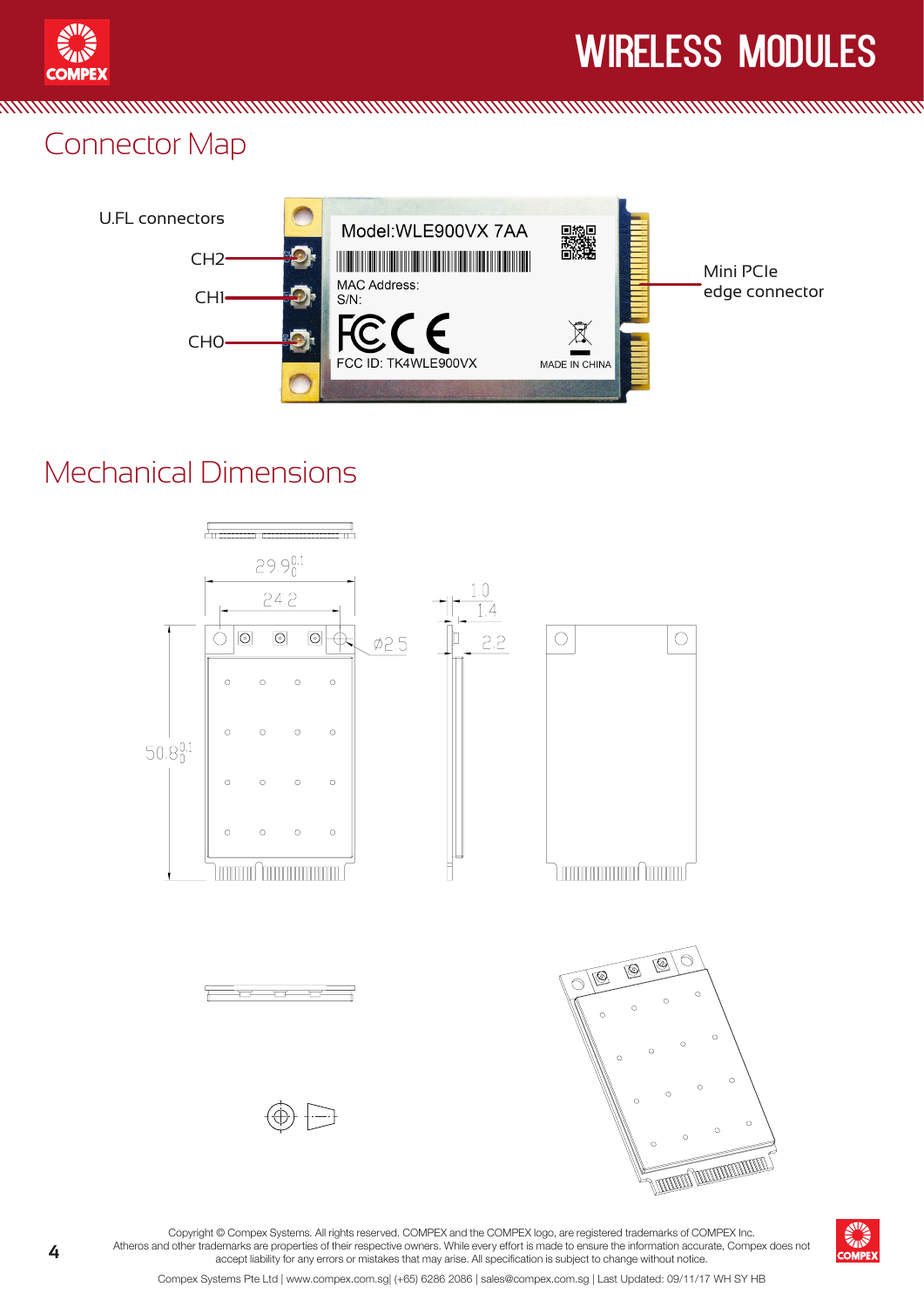## Connector Map

U.FL connectors

CH2

CH1

CH0

Model:WLE900VX 7AA

MAC Address:

S/N:

FCC ID: TK4WLE900VX

MADE IN CHINA

Mini PCIe edge connector

## Mechanical Dimensions

$29.9^{0.1}_{0}$

24.2

$\varnothing 2.5$

$50.8^{0.1}_{0}$

1.0

1.4

2.2

Copyright © Compex Systems. All rights reserved. COMPEX and the COMPEX logo, are registered trademarks of COMPEX Inc. Atheros and other trademarks are properties of their respective owners. While every effort is made to ensure the information accurate, Compex does not accept liability for any errors or mistakes that may arise. All specification is subject to change without notice.

Compex Systems Pte Ltd | www.compex.com.sg| (+65) 6286 2086 | sales@compex.com.sg | Last Updated: 09/11/17 WH SY HB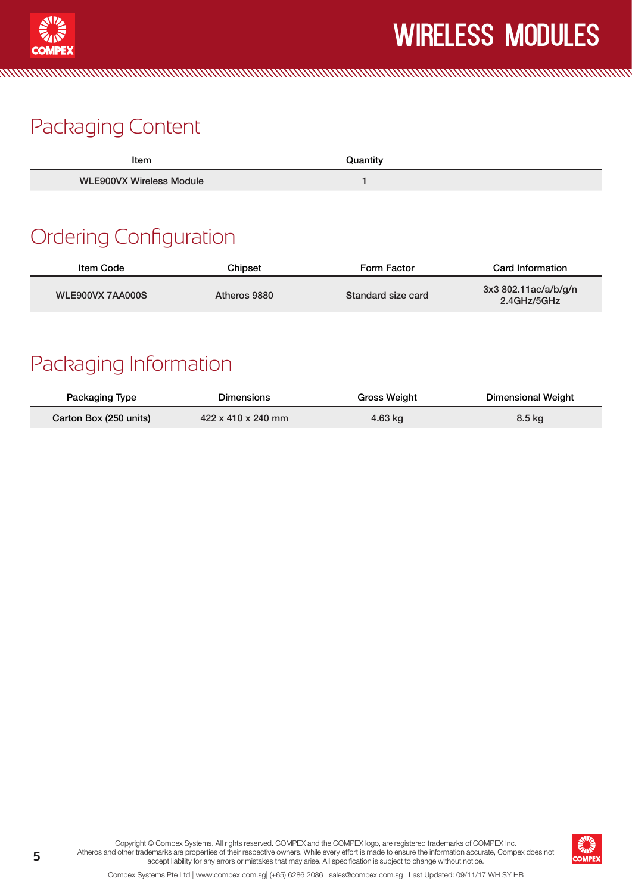## Packaging Content

| Item | Quantity |
|---|---|
| WLE900VX Wireless Module | 1 |

## Ordering Configuration

| Item Code | Chipset | Form Factor | Card Information |
|---|---|---|---|
| WLE900VX 7AA000S | Atheros 9880 | Standard size card | 3x3 802.11ac/a/b/g/n 2.4GHz/5GHz |

## Packaging Information

| Packaging Type | Dimensions | Gross Weight | Dimensional Weight |
|---|---|---|---|
| Carton Box (250 units) | 422 x 410 x 240 mm | 4.63 kg | 8.5 kg |

Copyright © Compex Systems. All rights reserved. COMPEX and the COMPEX logo, are registered trademarks of COMPEX Inc.
Atheros and other trademarks are properties of their respective owners. While every effort is made to ensure the information accurate, Compex does not accept liability for any errors or mistakes that may arise. All specification is subject to change without notice.

Compex Systems Pte Ltd | www.compex.com.sg| (+65) 6286 2086 | sales@compex.com.sg | Last Updated: 09/11/17 WH SY HB